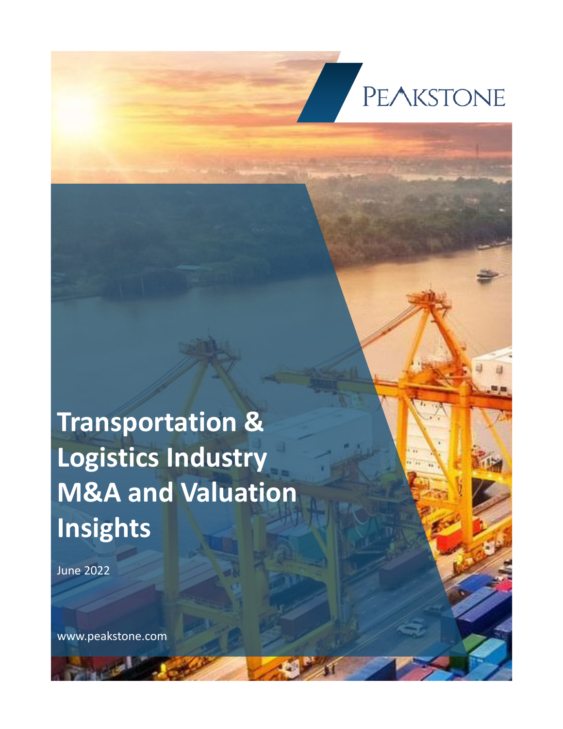PEAKSTONE

# Transportation & Logistics Industry M&A and Valuation Insights

June 2022

www.peakstone.com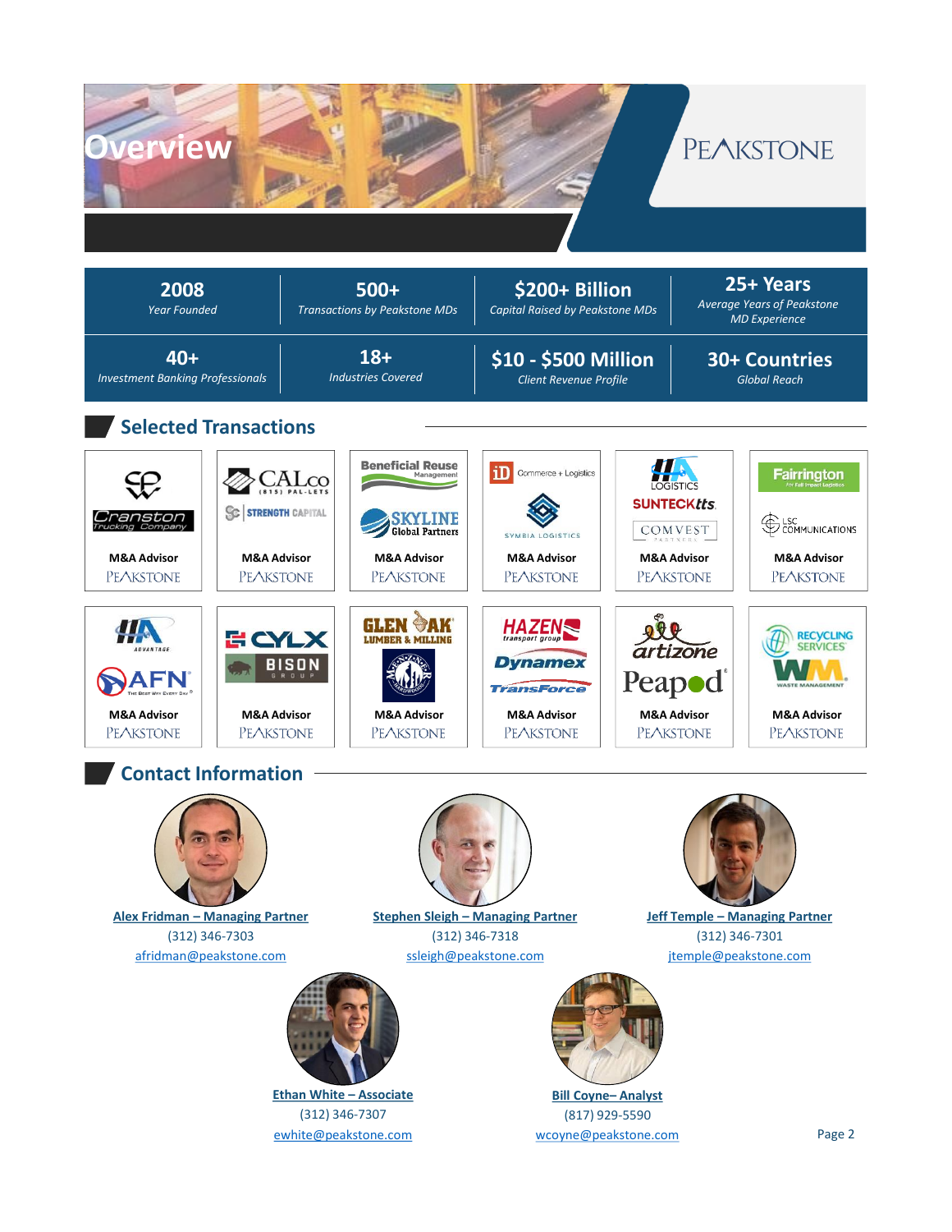# Overview

PEAKSTONE

| 2008 | 500+ | $200+ Billion | 25+ Years |
|---|---|---|---|
| *Year Founded* | *Transactions by Peakstone MDs* | *Capital Raised by Peakstone MDs* | *Average Years of Peakstone MD Experience* |
| **40+** | **18+** | **$10 - $500 Million** | **30+ Countries** |
| *Investment Banking Professionals* | *Industries Covered* | *Client Revenue Profile* | *Global Reach* |

## Selected Transactions

| | | | | | |
|---|---|---|---|---|---|
| Cranston Trucking Company | CALco (815) PAL-LETS / Strength Capital | Beneficial Reuse Management / Skyline Global Partners | iD Commerce + Logistics / Symbia Logistics | HA Logistics / Suntecktts / Comvest Partners | Fairrington / LSC Communications |
| M&A Advisor PEAKSTONE | M&A Advisor PEAKSTONE | M&A Advisor PEAKSTONE | M&A Advisor PEAKSTONE | M&A Advisor PEAKSTONE | M&A Advisor PEAKSTONE |
| HA Advantage / AFN | CYLX / Bison Group | Glen Oak Lumber & Milling / Menzner Hardwoods | Hazen Transport Group / Dynamex / TransForce | artizone / Peapod | Recycling Services / WM Waste Management |
| M&A Advisor PEAKSTONE | M&A Advisor PEAKSTONE | M&A Advisor PEAKSTONE | M&A Advisor PEAKSTONE | M&A Advisor PEAKSTONE | M&A Advisor PEAKSTONE |

## Contact Information

**Alex Fridman – Managing Partner**
(312) 346-7303
afridman@peakstone.com

**Stephen Sleigh – Managing Partner**
(312) 346-7318
ssleigh@peakstone.com

**Jeff Temple – Managing Partner**
(312) 346-7301
jtemple@peakstone.com

**Ethan White – Associate**
(312) 346-7307
ewhite@peakstone.com

**Bill Coyne– Analyst**
(817) 929-5590
wcoyne@peakstone.com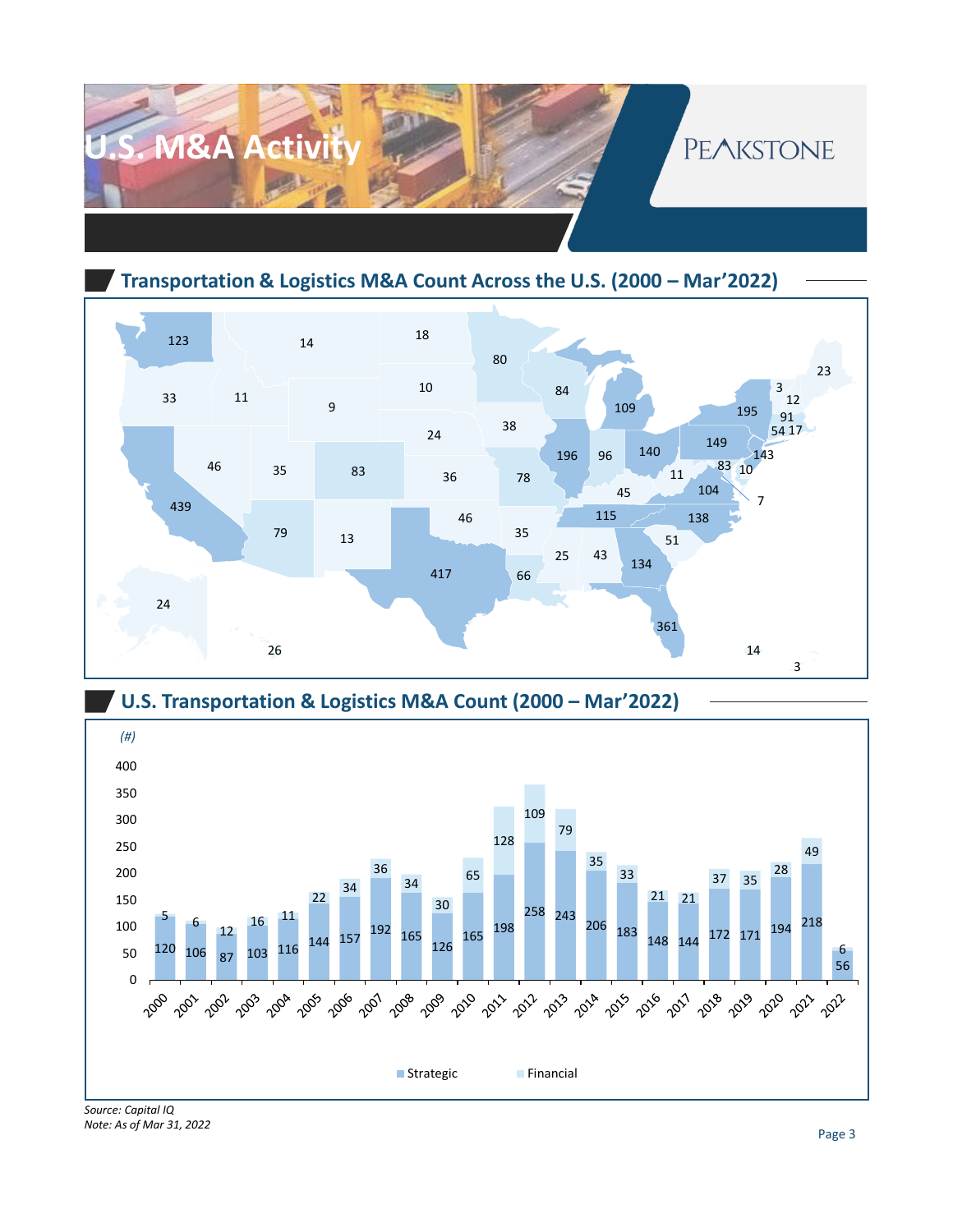# U.S. M&A Activity

PEAKSTONE

## Transportation & Logistics M&A Count Across the U.S. (2000 – Mar'2022)

| State | Count |
|---|---|
| WA | 123 |
| OR | 33 |
| CA | 439 |
| ID | 11 |
| NV | 46 |
| MT | 14 |
| WY | 9 |
| UT | 35 |
| AZ | 79 |
| CO | 83 |
| NM | 13 |
| ND | 18 |
| SD | 10 |
| NE | 24 |
| KS | 36 |
| OK | 46 |
| TX | 417 |
| MN | 80 |
| IA | 38 |
| MO | 78 |
| AR | 35 |
| LA | 66 |
| WI | 84 |
| IL | 196 |
| MI | 109 |
| IN | 96 |
| OH | 140 |
| KY | 45 |
| TN | 115 |
| MS | 25 |
| AL | 43 |
| GA | 134 |
| FL | 361 |
| SC | 51 |
| NC | 138 |
| VA | 104 |
| WV | 11 |
| PA | 149 |
| NY | 195 |
| VT | 3 |
| NH | 12 |
| ME | 23 |
| MA | 91 |
| CT | 54 |
| RI | 17 |
| NJ | 143 |
| DE | 10 |
| MD | 83 |
| DC | 7 |
| AK | 24 |
| HI | 26 |
| PR | 14 |
| VI | 3 |

## U.S. Transportation & Logistics M&A Count (2000 – Mar'2022)

*(#)*

| Year | Strategic | Financial |
|---|---|---|
| 2000 | 120 | 5 |
| 2001 | 106 | 6 |
| 2002 | 87 | 12 |
| 2003 | 103 | 16 |
| 2004 | 116 | 11 |
| 2005 | 144 | 22 |
| 2006 | 157 | 34 |
| 2007 | 192 | 36 |
| 2008 | 165 | 34 |
| 2009 | 126 | 30 |
| 2010 | 165 | 65 |
| 2011 | 198 | 128 |
| 2012 | 258 | 109 |
| 2013 | 243 | 79 |
| 2014 | 206 | 35 |
| 2015 | 183 | 33 |
| 2016 | 148 | 21 |
| 2017 | 144 | 21 |
| 2018 | 172 | 37 |
| 2019 | 171 | 35 |
| 2020 | 194 | 28 |
| 2021 | 218 | 49 |
| 2022 | 56 | 6 |

*Source: Capital IQ*
*Note: As of Mar 31, 2022*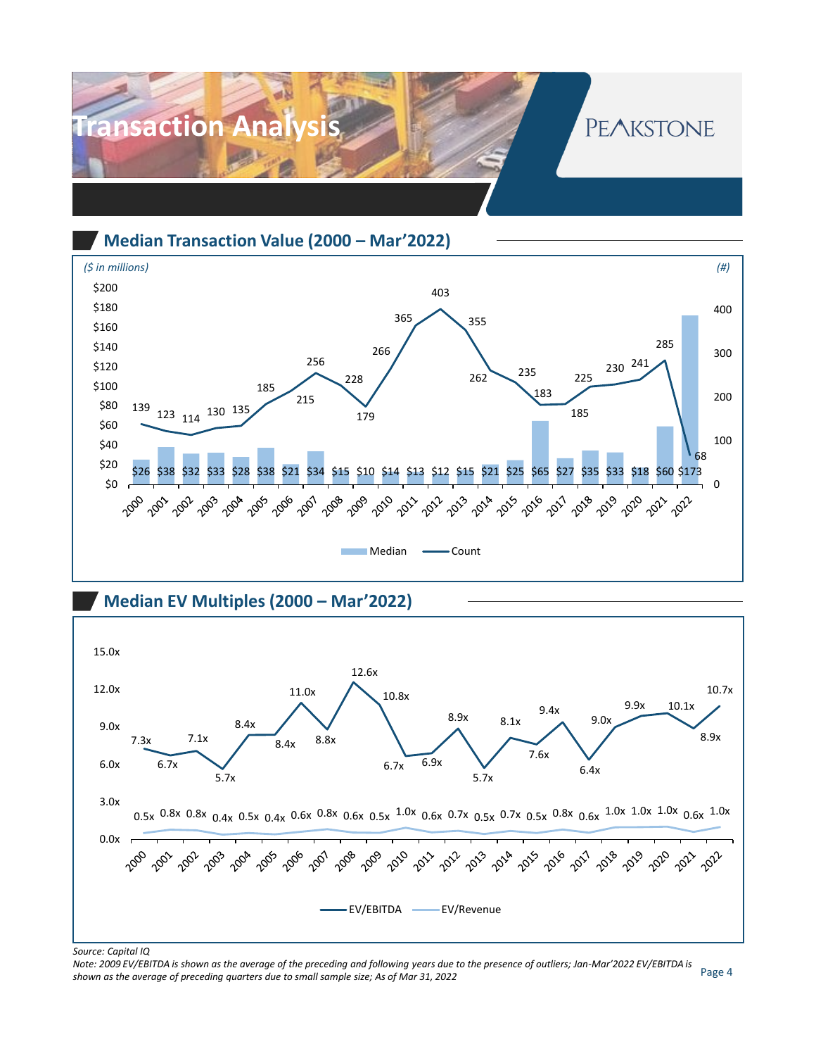# Transaction Analysis

## Median Transaction Value (2000 – Mar'2022)

*($ in millions)*

| Year | Median ($M) | Count (#) |
|---|---|---|
| 2000 | $26 | 139 |
| 2001 | $38 | 123 |
| 2002 | $32 | 114 |
| 2003 | $33 | 130 |
| 2004 | $28 | 135 |
| 2005 | $38 | 185 |
| 2006 | $21 | 215 |
| 2007 | $34 | 256 |
| 2008 | $15 | 228 |
| 2009 | $10 | 179 |
| 2010 | $14 | 266 |
| 2011 | $13 | 365 |
| 2012 | $12 | 403 |
| 2013 | $15 | 355 |
| 2014 | $21 | 262 |
| 2015 | $25 | 235 |
| 2016 | $65 | 183 |
| 2017 | $27 | 185 |
| 2018 | $35 | 225 |
| 2019 | $33 | 230 |
| 2020 | $18 | 241 |
| 2021 | $60 | 285 |
| 2022 | $173 | 68 |

## Median EV Multiples (2000 – Mar'2022)

| Year | EV/EBITDA | EV/Revenue |
|---|---|---|
| 2000 | 7.3x | 0.5x |
| 2001 | 6.7x | 0.8x |
| 2002 | 7.1x | 0.8x |
| 2003 | 5.7x | 0.4x |
| 2004 | 8.4x | 0.5x |
| 2005 | 8.4x | 0.4x |
| 2006 | 11.0x | 0.6x |
| 2007 | 8.8x | 0.8x |
| 2008 | 12.6x | 0.6x |
| 2009 | 10.8x | 0.5x |
| 2010 | 6.7x | 1.0x |
| 2011 | 6.9x | 0.6x |
| 2012 | 8.9x | 0.7x |
| 2013 | 5.7x | 0.5x |
| 2014 | 8.1x | 0.7x |
| 2015 | 7.6x | 0.5x |
| 2016 | 9.4x | 0.8x |
| 2017 | 6.4x | 0.6x |
| 2018 | 9.0x | 1.0x |
| 2019 | 9.9x | 1.0x |
| 2020 | 10.1x | 1.0x |
| 2021 | 8.9x | 0.6x |
| 2022 | 10.7x | 1.0x |

*Source: Capital IQ*

*Note: 2009 EV/EBITDA is shown as the average of the preceding and following years due to the presence of outliers; Jan-Mar'2022 EV/EBITDA is shown as the average of preceding quarters due to small sample size; As of Mar 31, 2022*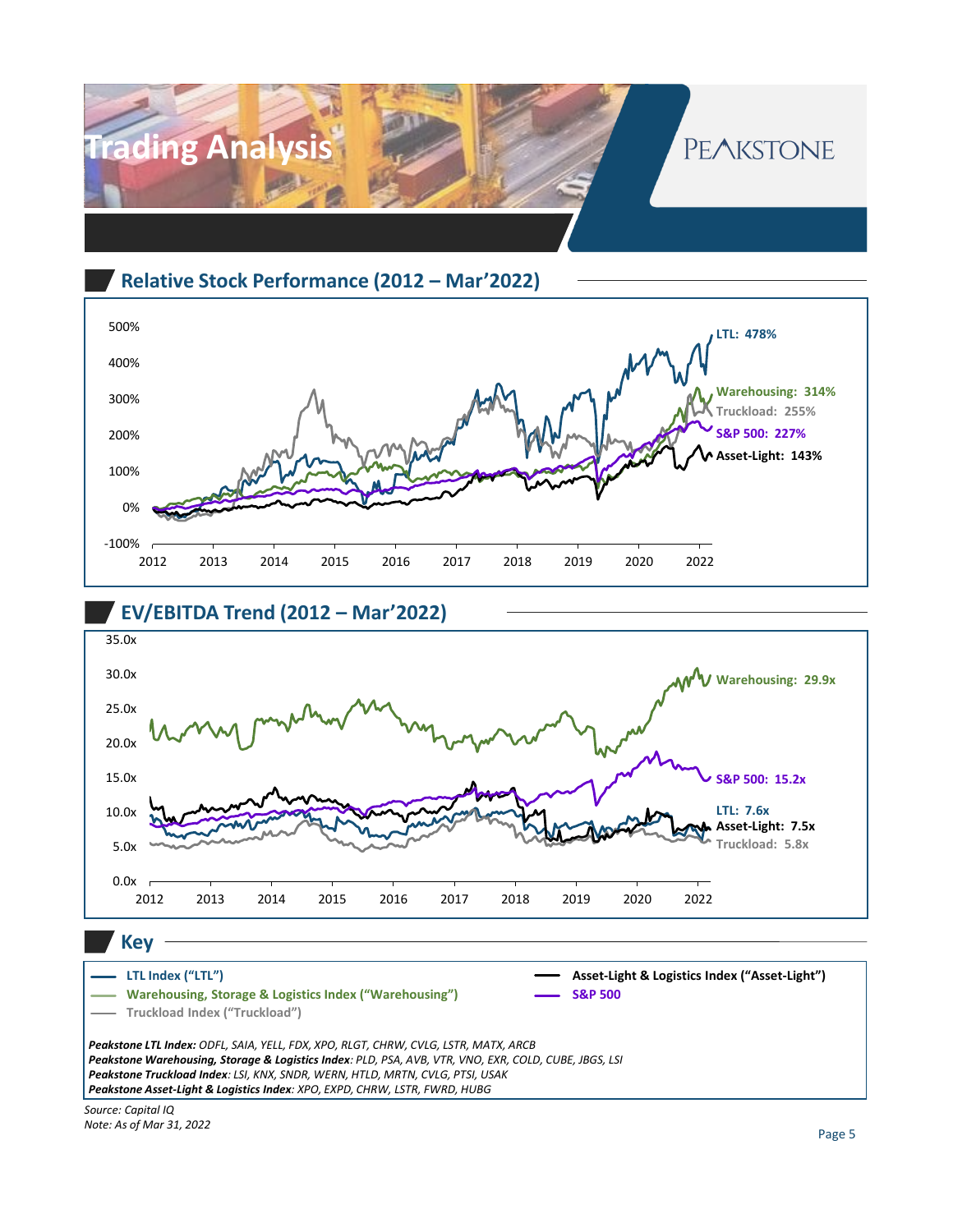# Trading Analysis

## Relative Stock Performance (2012 – Mar'2022)

- LTL: 478%
- Warehousing: 314%
- Truckload: 255%
- S&P 500: 227%
- Asset-Light: 143%

## EV/EBITDA Trend (2012 – Mar'2022)

- Warehousing: 29.9x
- S&P 500: 15.2x
- LTL: 7.6x
- Asset-Light: 7.5x
- Truckload: 5.8x

## Key

- LTL Index ("LTL")
- Warehousing, Storage & Logistics Index ("Warehousing")
- Truckload Index ("Truckload")
- Asset-Light & Logistics Index ("Asset-Light")
- S&P 500

***Peakstone LTL Index:*** *ODFL, SAIA, YELL, FDX, XPO, RLGT, CHRW, CVLG, LSTR, MATX, ARCB*
***Peakstone Warehousing, Storage & Logistics Index****: PLD, PSA, AVB, VTR, VNO, EXR, COLD, CUBE, JBGS, LSI*
***Peakstone Truckload Index****: LSI, KNX, SNDR, WERN, HTLD, MRTN, CVLG, PTSI, USAK*
***Peakstone Asset-Light & Logistics Index****: XPO, EXPD, CHRW, LSTR, FWRD, HUBG*

*Source: Capital IQ*
*Note: As of Mar 31, 2022*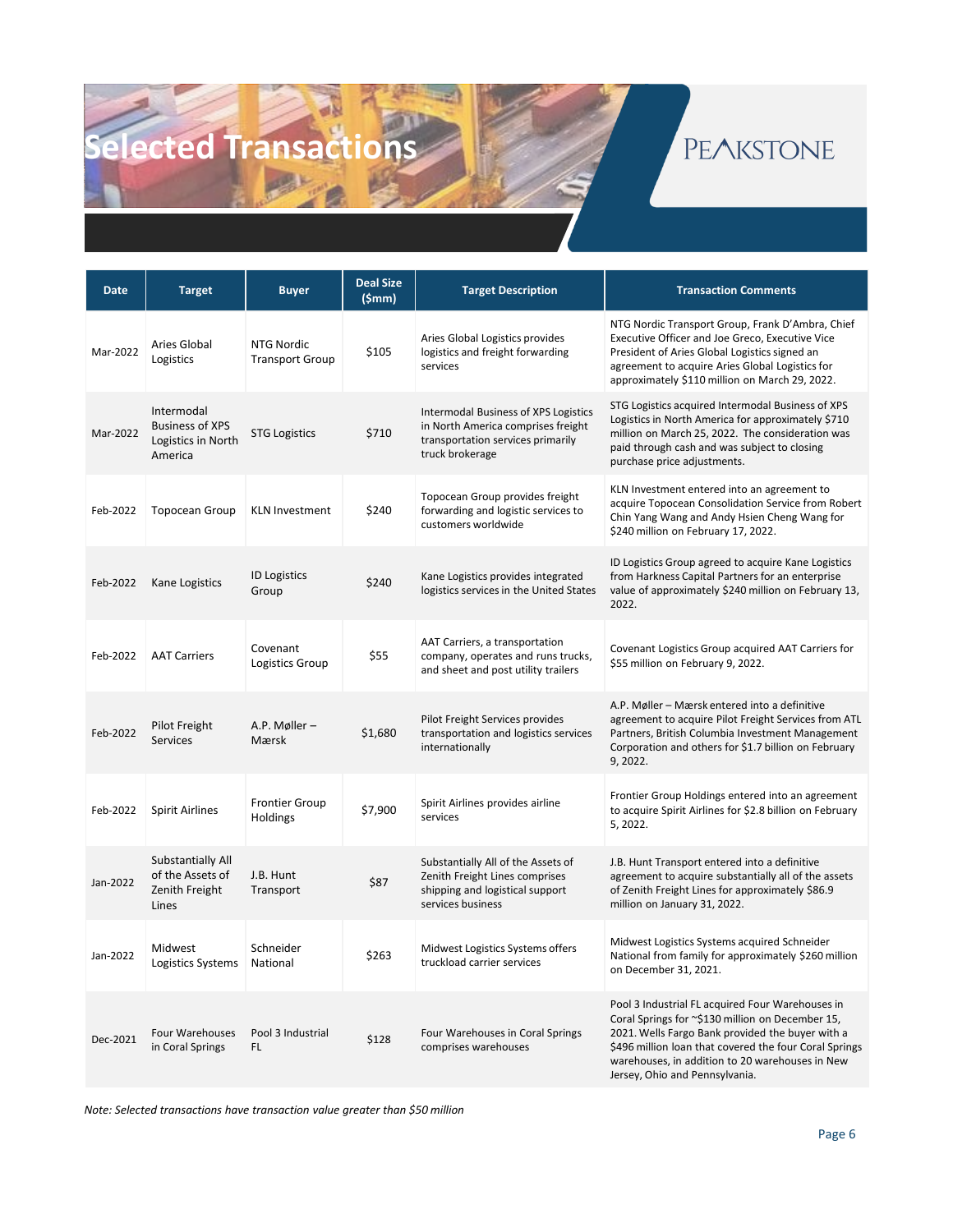# Selected Transactions

PEAKSTONE

| Date | Target | Buyer | Deal Size ($mm) | Target Description | Transaction Comments |
|---|---|---|---|---|---|
| Mar-2022 | Aries Global Logistics | NTG Nordic Transport Group | $105 | Aries Global Logistics provides logistics and freight forwarding services | NTG Nordic Transport Group, Frank D'Ambra, Chief Executive Officer and Joe Greco, Executive Vice President of Aries Global Logistics signed an agreement to acquire Aries Global Logistics for approximately $110 million on March 29, 2022. |
| Mar-2022 | Intermodal Business of XPS Logistics in North America | STG Logistics | $710 | Intermodal Business of XPS Logistics in North America comprises freight transportation services primarily truck brokerage | STG Logistics acquired Intermodal Business of XPS Logistics in North America for approximately $710 million on March 25, 2022. The consideration was paid through cash and was subject to closing purchase price adjustments. |
| Feb-2022 | Topocean Group | KLN Investment | $240 | Topocean Group provides freight forwarding and logistic services to customers worldwide | KLN Investment entered into an agreement to acquire Topocean Consolidation Service from Robert Chin Yang Wang and Andy Hsien Cheng Wang for $240 million on February 17, 2022. |
| Feb-2022 | Kane Logistics | ID Logistics Group | $240 | Kane Logistics provides integrated logistics services in the United States | ID Logistics Group agreed to acquire Kane Logistics from Harkness Capital Partners for an enterprise value of approximately $240 million on February 13, 2022. |
| Feb-2022 | AAT Carriers | Covenant Logistics Group | $55 | AAT Carriers, a transportation company, operates and runs trucks, and sheet and post utility trailers | Covenant Logistics Group acquired AAT Carriers for $55 million on February 9, 2022. |
| Feb-2022 | Pilot Freight Services | A.P. Møller – Mærsk | $1,680 | Pilot Freight Services provides transportation and logistics services internationally | A.P. Møller – Mærsk entered into a definitive agreement to acquire Pilot Freight Services from ATL Partners, British Columbia Investment Management Corporation and others for $1.7 billion on February 9, 2022. |
| Feb-2022 | Spirit Airlines | Frontier Group Holdings | $7,900 | Spirit Airlines provides airline services | Frontier Group Holdings entered into an agreement to acquire Spirit Airlines for $2.8 billion on February 5, 2022. |
| Jan-2022 | Substantially All of the Assets of Zenith Freight Lines | J.B. Hunt Transport | $87 | Substantially All of the Assets of Zenith Freight Lines comprises shipping and logistical support services business | J.B. Hunt Transport entered into a definitive agreement to acquire substantially all of the assets of Zenith Freight Lines for approximately $86.9 million on January 31, 2022. |
| Jan-2022 | Midwest Logistics Systems | Schneider National | $263 | Midwest Logistics Systems offers truckload carrier services | Midwest Logistics Systems acquired Schneider National from family for approximately $260 million on December 31, 2021. |
| Dec-2021 | Four Warehouses in Coral Springs | Pool 3 Industrial FL | $128 | Four Warehouses in Coral Springs comprises warehouses | Pool 3 Industrial FL acquired Four Warehouses in Coral Springs for ~$130 million on December 15, 2021. Wells Fargo Bank provided the buyer with a $496 million loan that covered the four Coral Springs warehouses, in addition to 20 warehouses in New Jersey, Ohio and Pennsylvania. |

*Note: Selected transactions have transaction value greater than $50 million*